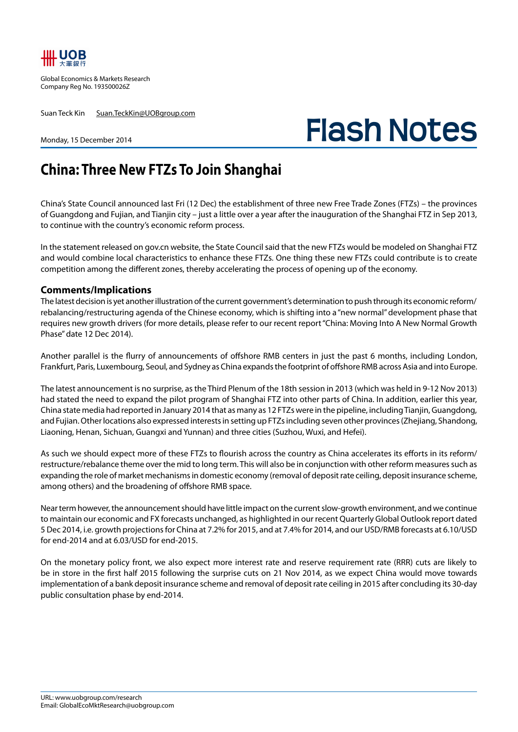UOB 大華銀行

Global Economics & Markets Research
Company Reg No. 193500026Z

Suan Teck Kin Suan.TeckKin@UOBgroup.com

Monday, 15 December 2014

# Flash Notes

## China: Three New FTZs To Join Shanghai

China's State Council announced last Fri (12 Dec) the establishment of three new Free Trade Zones (FTZs) – the provinces of Guangdong and Fujian, and Tianjin city – just a little over a year after the inauguration of the Shanghai FTZ in Sep 2013, to continue with the country's economic reform process.

In the statement released on gov.cn website, the State Council said that the new FTZs would be modeled on Shanghai FTZ and would combine local characteristics to enhance these FTZs. One thing these new FTZs could contribute is to create competition among the different zones, thereby accelerating the process of opening up of the economy.

### Comments/Implications

The latest decision is yet another illustration of the current government's determination to push through its economic reform/ rebalancing/restructuring agenda of the Chinese economy, which is shifting into a "new normal" development phase that requires new growth drivers (for more details, please refer to our recent report "China: Moving Into A New Normal Growth Phase" date 12 Dec 2014).

Another parallel is the flurry of announcements of offshore RMB centers in just the past 6 months, including London, Frankfurt, Paris, Luxembourg, Seoul, and Sydney as China expands the footprint of offshore RMB across Asia and into Europe.

The latest announcement is no surprise, as the Third Plenum of the 18th session in 2013 (which was held in 9-12 Nov 2013) had stated the need to expand the pilot program of Shanghai FTZ into other parts of China. In addition, earlier this year, China state media had reported in January 2014 that as many as 12 FTZs were in the pipeline, including Tianjin, Guangdong, and Fujian. Other locations also expressed interests in setting up FTZs including seven other provinces (Zhejiang, Shandong, Liaoning, Henan, Sichuan, Guangxi and Yunnan) and three cities (Suzhou, Wuxi, and Hefei).

As such we should expect more of these FTZs to flourish across the country as China accelerates its efforts in its reform/ restructure/rebalance theme over the mid to long term. This will also be in conjunction with other reform measures such as expanding the role of market mechanisms in domestic economy (removal of deposit rate ceiling, deposit insurance scheme, among others) and the broadening of offshore RMB space.

Near term however, the announcement should have little impact on the current slow-growth environment, and we continue to maintain our economic and FX forecasts unchanged, as highlighted in our recent Quarterly Global Outlook report dated 5 Dec 2014, i.e. growth projections for China at 7.2% for 2015, and at 7.4% for 2014, and our USD/RMB forecasts at 6.10/USD for end-2014 and at 6.03/USD for end-2015.

On the monetary policy front, we also expect more interest rate and reserve requirement rate (RRR) cuts are likely to be in store in the first half 2015 following the surprise cuts on 21 Nov 2014, as we expect China would move towards implementation of a bank deposit insurance scheme and removal of deposit rate ceiling in 2015 after concluding its 30-day public consultation phase by end-2014.

URL: www.uobgroup.com/research
Email: GlobalEcoMktResearch@uobgroup.com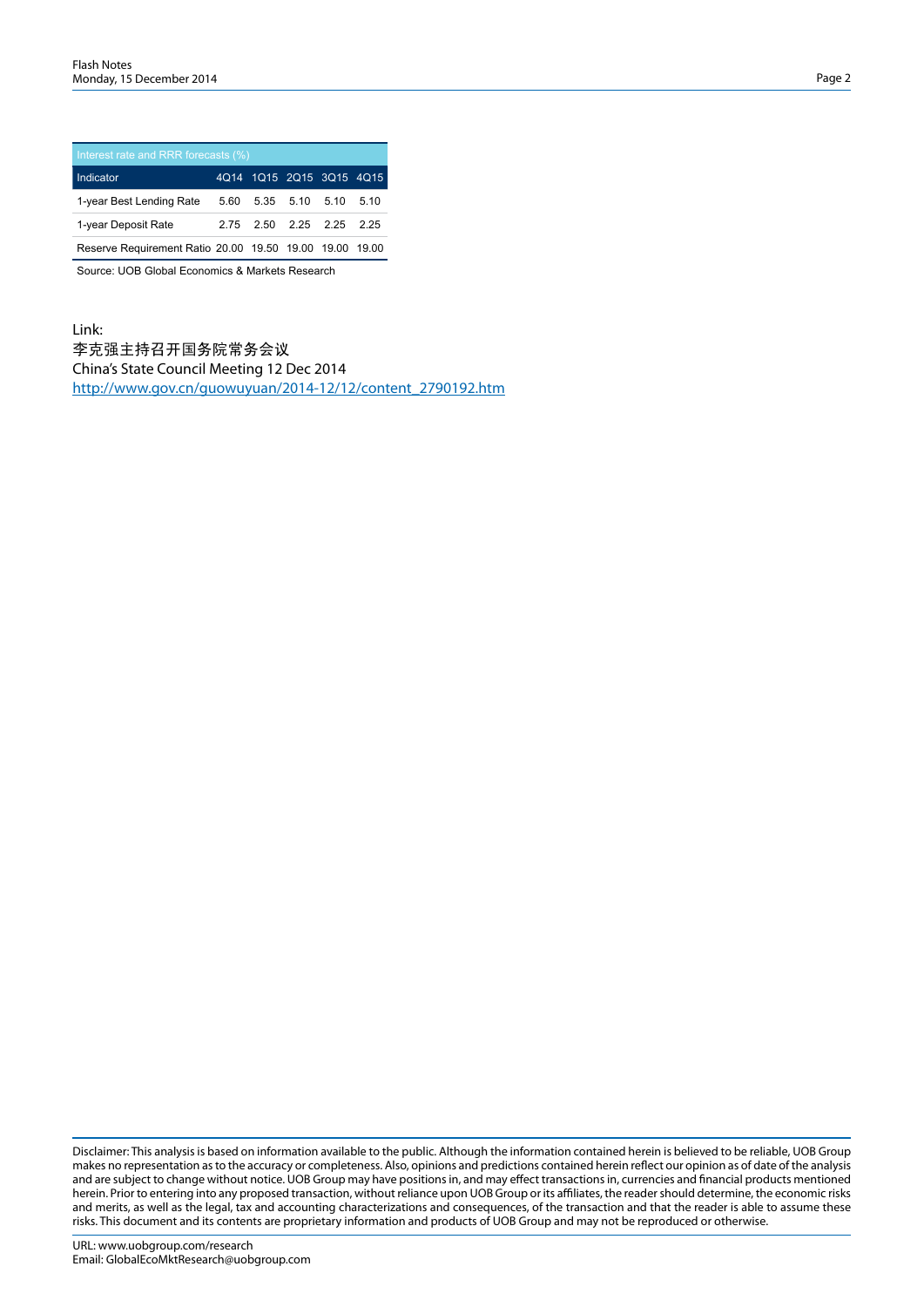| Interest rate and RRR forecasts (%) | | | | | |
|---|---|---|---|---|---|
| Indicator | 4Q14 | 1Q15 | 2Q15 | 3Q15 | 4Q15 |
| 1-year Best Lending Rate | 5.60 | 5.35 | 5.10 | 5.10 | 5.10 |
| 1-year Deposit Rate | 2.75 | 2.50 | 2.25 | 2.25 | 2.25 |
| Reserve Requirement Ratio | 20.00 | 19.50 | 19.00 | 19.00 | 19.00 |

Source: UOB Global Economics & Markets Research

Link:
李克强主持召开国务院常务会议
China's State Council Meeting 12 Dec 2014
http://www.gov.cn/guowuyuan/2014-12/12/content_2790192.htm

Disclaimer: This analysis is based on information available to the public. Although the information contained herein is believed to be reliable, UOB Group makes no representation as to the accuracy or completeness. Also, opinions and predictions contained herein reflect our opinion as of date of the analysis and are subject to change without notice. UOB Group may have positions in, and may effect transactions in, currencies and financial products mentioned herein. Prior to entering into any proposed transaction, without reliance upon UOB Group or its affiliates, the reader should determine, the economic risks and merits, as well as the legal, tax and accounting characterizations and consequences, of the transaction and that the reader is able to assume these risks. This document and its contents are proprietary information and products of UOB Group and may not be reproduced or otherwise.

URL: www.uobgroup.com/research
Email: GlobalEcoMktResearch@uobgroup.com